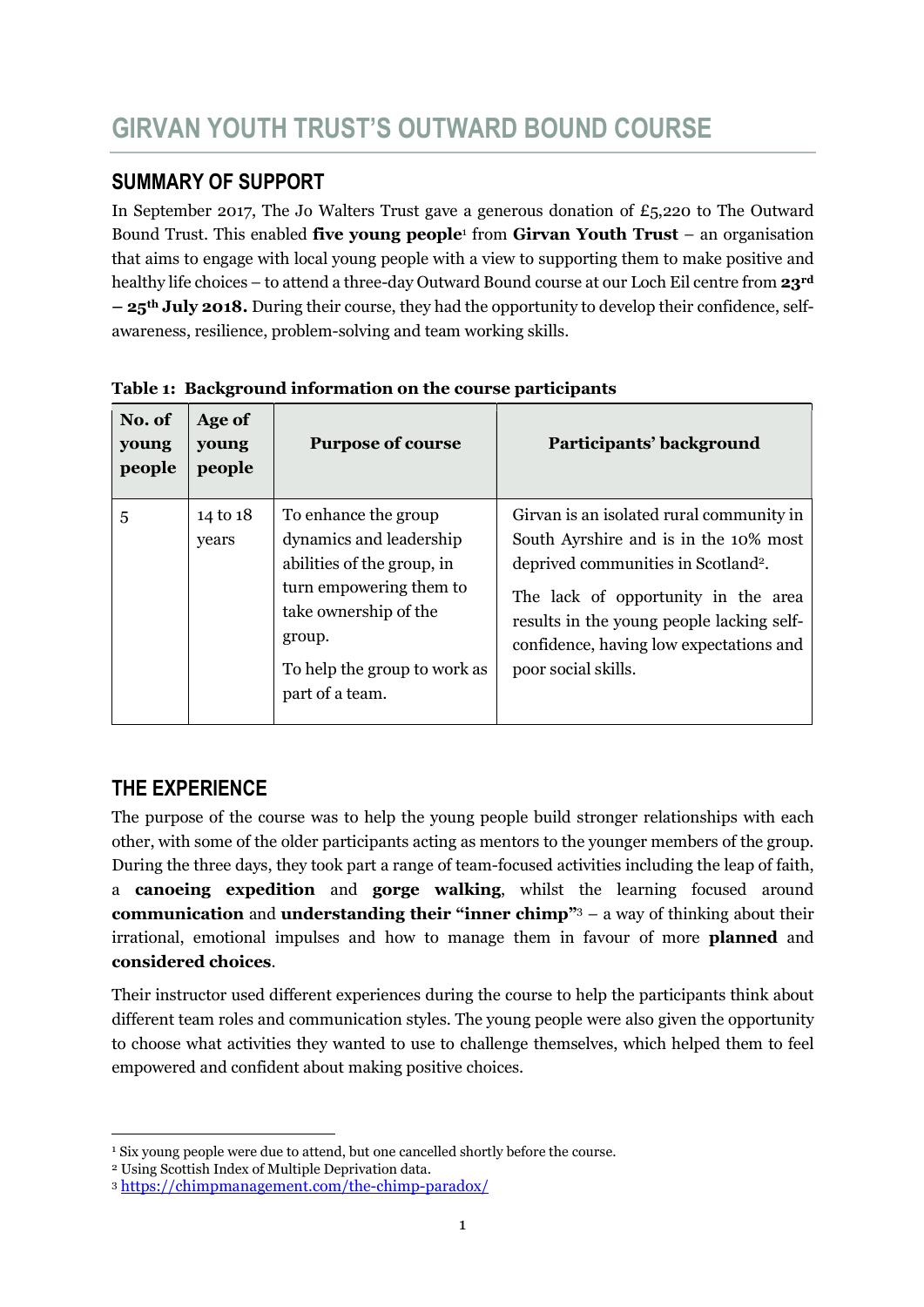# GIRVAN YOUTH TRUST'S OUTWARD BOUND COURSE

## SUMMARY OF SUPPORT

In September 2017, The Jo Walters Trust gave a generous donation of £5,220 to The Outward Bound Trust. This enabled **five young people**[1] from **Girvan Youth Trust** – an organisation that aims to engage with local young people with a view to supporting them to make positive and healthy life choices – to attend a three-day Outward Bound course at our Loch Eil centre from **23rd – 25th July 2018.** During their course, they had the opportunity to develop their confidence, self-awareness, resilience, problem-solving and team working skills.

**Table 1: Background information on the course participants**

| No. of young people | Age of young people | Purpose of course | Participants' background |
|---|---|---|---|
| 5 | 14 to 18 years | To enhance the group dynamics and leadership abilities of the group, in turn empowering them to take ownership of the group. To help the group to work as part of a team. | Girvan is an isolated rural community in South Ayrshire and is in the 10% most deprived communities in Scotland[2]. The lack of opportunity in the area results in the young people lacking self-confidence, having low expectations and poor social skills. |

## THE EXPERIENCE

The purpose of the course was to help the young people build stronger relationships with each other, with some of the older participants acting as mentors to the younger members of the group. During the three days, they took part a range of team-focused activities including the leap of faith, a **canoeing expedition** and **gorge walking**, whilst the learning focused around **communication** and **understanding their "inner chimp"**[3] – a way of thinking about their irrational, emotional impulses and how to manage them in favour of more **planned** and **considered choices**.

Their instructor used different experiences during the course to help the participants think about different team roles and communication styles. The young people were also given the opportunity to choose what activities they wanted to use to challenge themselves, which helped them to feel empowered and confident about making positive choices.

---

[1] Six young people were due to attend, but one cancelled shortly before the course.
[2] Using Scottish Index of Multiple Deprivation data.
[3] https://chimpmanagement.com/the-chimp-paradox/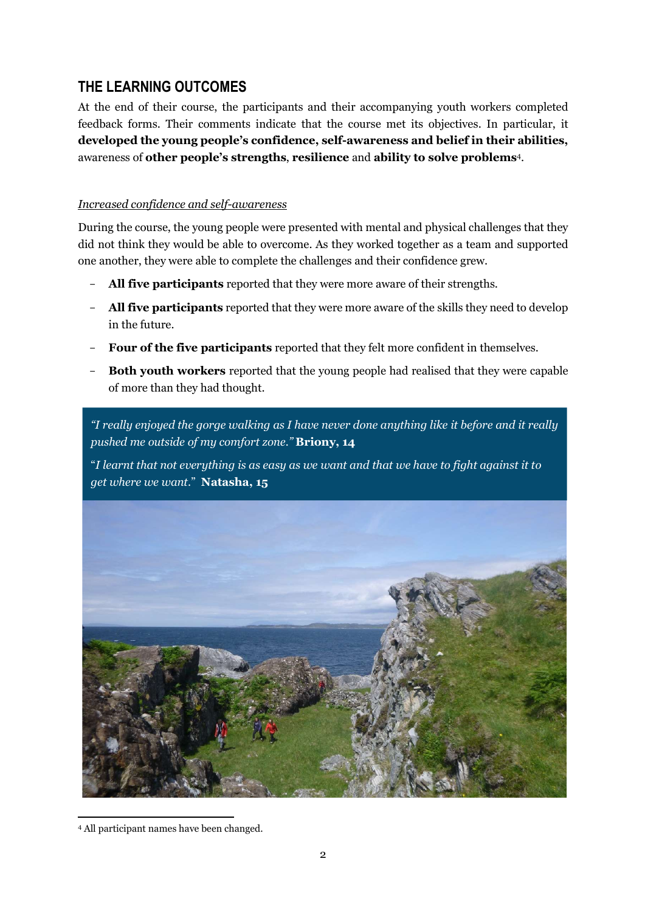## THE LEARNING OUTCOMES

At the end of their course, the participants and their accompanying youth workers completed feedback forms. Their comments indicate that the course met its objectives. In particular, it **developed the young people's confidence, self-awareness and belief in their abilities,** awareness of **other people's strengths**, **resilience** and **ability to solve problems**[4].

*Increased confidence and self-awareness*

During the course, the young people were presented with mental and physical challenges that they did not think they would be able to overcome. As they worked together as a team and supported one another, they were able to complete the challenges and their confidence grew.

- **All five participants** reported that they were more aware of their strengths.
- **All five participants** reported that they were more aware of the skills they need to develop in the future.
- **Four of the five participants** reported that they felt more confident in themselves.
- **Both youth workers** reported that the young people had realised that they were capable of more than they had thought.

> *"I really enjoyed the gorge walking as I have never done anything like it before and it really pushed me outside of my comfort zone."* **Briony, 14**
>
> *"I learnt that not everything is as easy as we want and that we have to fight against it to get where we want."* **Natasha, 15**

[4] All participant names have been changed.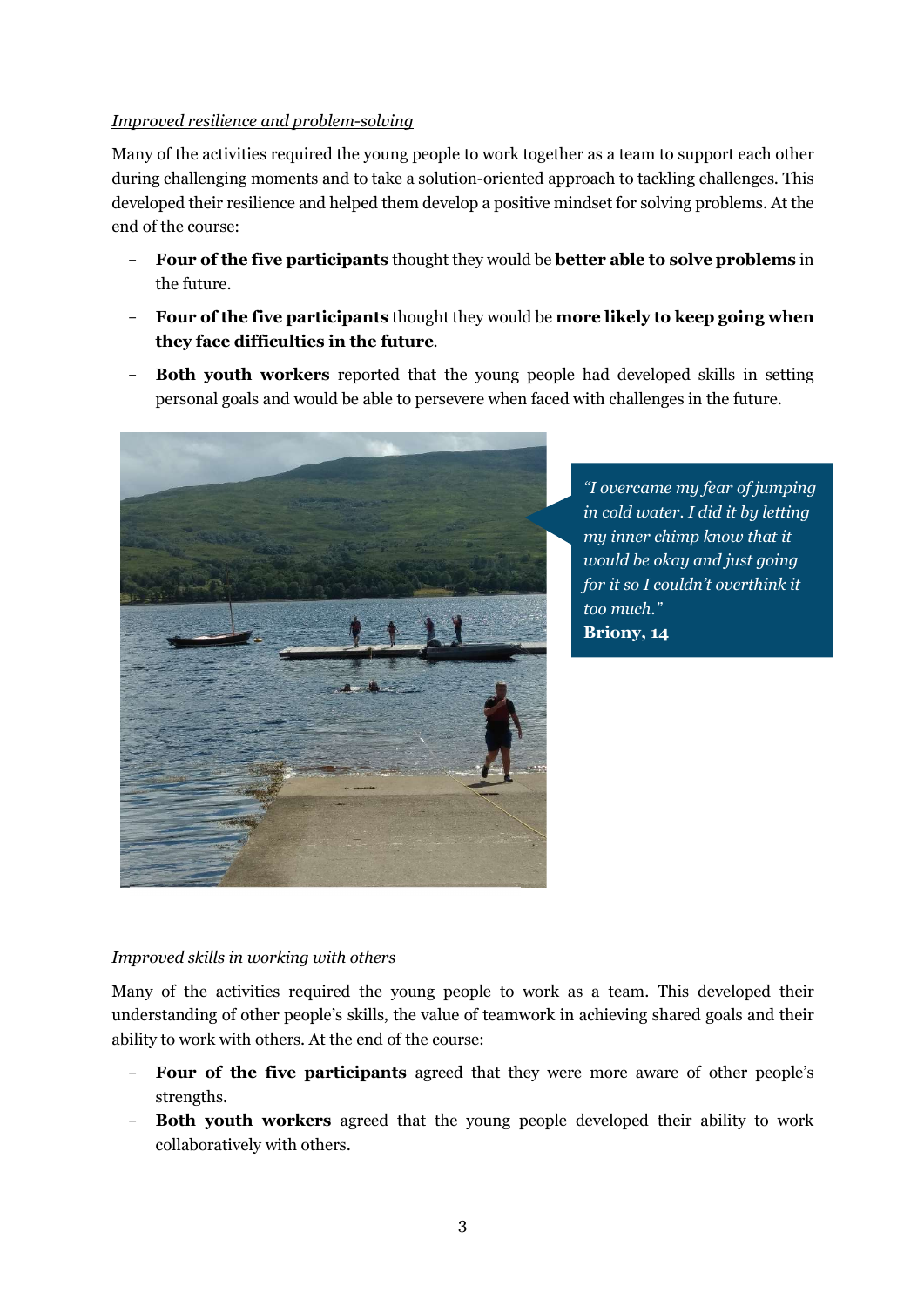*Improved resilience and problem-solving*

Many of the activities required the young people to work together as a team to support each other during challenging moments and to take a solution-oriented approach to tackling challenges. This developed their resilience and helped them develop a positive mindset for solving problems. At the end of the course:

- **Four of the five participants** thought they would be **better able to solve problems** in the future.
- **Four of the five participants** thought they would be **more likely to keep going when they face difficulties in the future**.
- **Both youth workers** reported that the young people had developed skills in setting personal goals and would be able to persevere when faced with challenges in the future.

*"I overcame my fear of jumping in cold water. I did it by letting my inner chimp know that it would be okay and just going for it so I couldn't overthink it too much."*
**Briony, 14**

*Improved skills in working with others*

Many of the activities required the young people to work as a team. This developed their understanding of other people's skills, the value of teamwork in achieving shared goals and their ability to work with others. At the end of the course:

- **Four of the five participants** agreed that they were more aware of other people's strengths.
- **Both youth workers** agreed that the young people developed their ability to work collaboratively with others.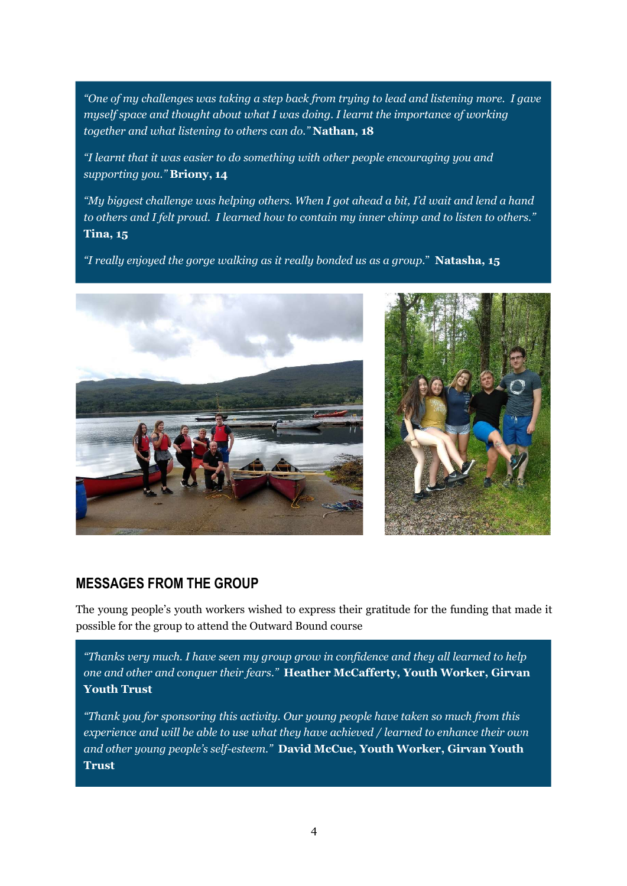*"One of my challenges was taking a step back from trying to lead and listening more. I gave myself space and thought about what I was doing. I learnt the importance of working together and what listening to others can do."* **Nathan, 18**

*"I learnt that it was easier to do something with other people encouraging you and supporting you."* **Briony, 14**

*"My biggest challenge was helping others. When I got ahead a bit, I'd wait and lend a hand to others and I felt proud. I learned how to contain my inner chimp and to listen to others."* **Tina, 15**

*"I really enjoyed the gorge walking as it really bonded us as a group."* **Natasha, 15**

## MESSAGES FROM THE GROUP

The young people's youth workers wished to express their gratitude for the funding that made it possible for the group to attend the Outward Bound course

*"Thanks very much. I have seen my group grow in confidence and they all learned to help one and other and conquer their fears."* **Heather McCafferty, Youth Worker, Girvan Youth Trust**

*"Thank you for sponsoring this activity. Our young people have taken so much from this experience and will be able to use what they have achieved / learned to enhance their own and other young people's self-esteem."* **David McCue, Youth Worker, Girvan Youth Trust**